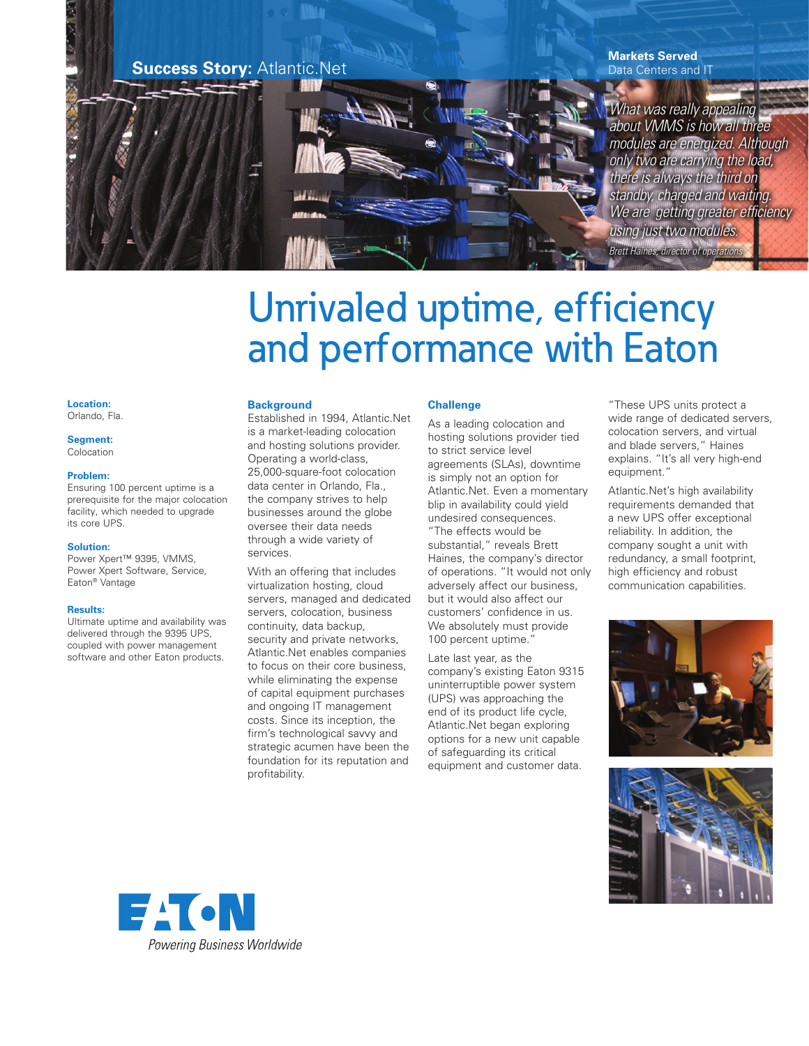**Success Story:** Atlantic.Net

**Markets Served**
Data Centers and IT

*What was really appealing about VMMS is how all three modules are energized. Although only two are carrying the load, there is always the third on standby, charged and waiting. We are getting greater efficiency using just two modules.*

*Brett Haines, director of operations*

# Unrivaled uptime, efficiency and performance with Eaton

**Location:**
Orlando, Fla.

**Segment:**
Colocation

**Problem:**
Ensuring 100 percent uptime is a prerequisite for the major colocation facility, which needed to upgrade its core UPS.

**Solution:**
Power Xpert™ 9395, VMMS, Power Xpert Software, Service, Eaton® Vantage

**Results:**
Ultimate uptime and availability was delivered through the 9395 UPS, coupled with power management software and other Eaton products.

## Background

Established in 1994, Atlantic.Net is a market-leading colocation and hosting solutions provider. Operating a world-class, 25,000-square-foot colocation data center in Orlando, Fla., the company strives to help businesses around the globe oversee their data needs through a wide variety of services.

With an offering that includes virtualization hosting, cloud servers, managed and dedicated servers, colocation, business continuity, data backup, security and private networks, Atlantic.Net enables companies to focus on their core business, while eliminating the expense of capital equipment purchases and ongoing IT management costs. Since its inception, the firm's technological savvy and strategic acumen have been the foundation for its reputation and profitability.

## Challenge

As a leading colocation and hosting solutions provider tied to strict service level agreements (SLAs), downtime is simply not an option for Atlantic.Net. Even a momentary blip in availability could yield undesired consequences. "The effects would be substantial," reveals Brett Haines, the company's director of operations. "It would not only adversely affect our business, but it would also affect our customers' confidence in us. We absolutely must provide 100 percent uptime."

Late last year, as the company's existing Eaton 9315 uninterruptible power system (UPS) was approaching the end of its product life cycle, Atlantic.Net began exploring options for a new unit capable of safeguarding its critical equipment and customer data.

"These UPS units protect a wide range of dedicated servers, colocation servers, and virtual and blade servers," Haines explains. "It's all very high-end equipment."

Atlantic.Net's high availability requirements demanded that a new UPS offer exceptional reliability. In addition, the company sought a unit with redundancy, a small footprint, high efficiency and robust communication capabilities.

EATON
*Powering Business Worldwide*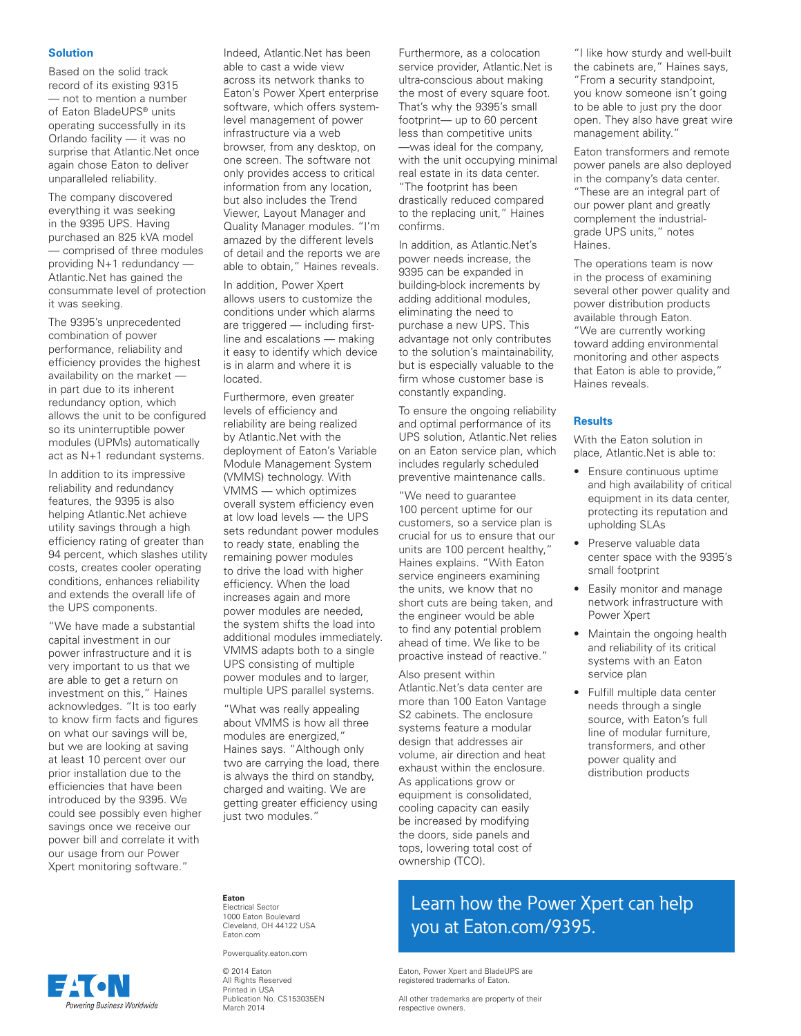## Solution

Based on the solid track record of its existing 9315 — not to mention a number of Eaton BladeUPS® units operating successfully in its Orlando facility — it was no surprise that Atlantic.Net once again chose Eaton to deliver unparalleled reliability.

The company discovered everything it was seeking in the 9395 UPS. Having purchased an 825 kVA model — comprised of three modules providing N+1 redundancy — Atlantic.Net has gained the consummate level of protection it was seeking.

The 9395's unprecedented combination of power performance, reliability and efficiency provides the highest availability on the market — in part due to its inherent redundancy option, which allows the unit to be configured so its uninterruptible power modules (UPMs) automatically act as N+1 redundant systems.

In addition to its impressive reliability and redundancy features, the 9395 is also helping Atlantic.Net achieve utility savings through a high efficiency rating of greater than 94 percent, which slashes utility costs, creates cooler operating conditions, enhances reliability and extends the overall life of the UPS components.

"We have made a substantial capital investment in our power infrastructure and it is very important to us that we are able to get a return on investment on this," Haines acknowledges. "It is too early to know firm facts and figures on what our savings will be, but we are looking at saving at least 10 percent over our prior installation due to the efficiencies that have been introduced by the 9395. We could see possibly even higher savings once we receive our power bill and correlate it with our usage from our Power Xpert monitoring software."

Indeed, Atlantic.Net has been able to cast a wide view across its network thanks to Eaton's Power Xpert enterprise software, which offers system-level management of power infrastructure via a web browser, from any desktop, on one screen. The software not only provides access to critical information from any location, but also includes the Trend Viewer, Layout Manager and Quality Manager modules. "I'm amazed by the different levels of detail and the reports we are able to obtain," Haines reveals.

In addition, Power Xpert allows users to customize the conditions under which alarms are triggered — including first-line and escalations — making it easy to identify which device is in alarm and where it is located.

Furthermore, even greater levels of efficiency and reliability are being realized by Atlantic.Net with the deployment of Eaton's Variable Module Management System (VMMS) technology. With VMMS — which optimizes overall system efficiency even at low load levels — the UPS sets redundant power modules to ready state, enabling the remaining power modules to drive the load with higher efficiency. When the load increases again and more power modules are needed, the system shifts the load into additional modules immediately. VMMS adapts both to a single UPS consisting of multiple power modules and to larger, multiple UPS parallel systems.

"What was really appealing about VMMS is how all three modules are energized," Haines says. "Although only two are carrying the load, there is always the third on standby, charged and waiting. We are getting greater efficiency using just two modules."

Furthermore, as a colocation service provider, Atlantic.Net is ultra-conscious about making the most of every square foot. That's why the 9395's small footprint— up to 60 percent less than competitive units —was ideal for the company, with the unit occupying minimal real estate in its data center. "The footprint has been drastically reduced compared to the replacing unit," Haines confirms.

In addition, as Atlantic.Net's power needs increase, the 9395 can be expanded in building-block increments by adding additional modules, eliminating the need to purchase a new UPS. This advantage not only contributes to the solution's maintainability, but is especially valuable to the firm whose customer base is constantly expanding.

To ensure the ongoing reliability and optimal performance of its UPS solution, Atlantic.Net relies on an Eaton service plan, which includes regularly scheduled preventive maintenance calls.

"We need to guarantee 100 percent uptime for our customers, so a service plan is crucial for us to ensure that our units are 100 percent healthy," Haines explains. "With Eaton service engineers examining the units, we know that no short cuts are being taken, and the engineer would be able to find any potential problem ahead of time. We like to be proactive instead of reactive."

Also present within Atlantic.Net's data center are more than 100 Eaton Vantage S2 cabinets. The enclosure systems feature a modular design that addresses air volume, air direction and heat exhaust within the enclosure. As applications grow or equipment is consolidated, cooling capacity can easily be increased by modifying the doors, side panels and tops, lowering total cost of ownership (TCO).

"I like how sturdy and well-built the cabinets are," Haines says, "From a security standpoint, you know someone isn't going to be able to just pry the door open. They also have great wire management ability."

Eaton transformers and remote power panels are also deployed in the company's data center. "These are an integral part of our power plant and greatly complement the industrial-grade UPS units," notes Haines.

The operations team is now in the process of examining several other power quality and power distribution products available through Eaton. "We are currently working toward adding environmental monitoring and other aspects that Eaton is able to provide," Haines reveals.

## Results

With the Eaton solution in place, Atlantic.Net is able to:

- Ensure continuous uptime and high availability of critical equipment in its data center, protecting its reputation and upholding SLAs
- Preserve valuable data center space with the 9395's small footprint
- Easily monitor and manage network infrastructure with Power Xpert
- Maintain the ongoing health and reliability of its critical systems with an Eaton service plan
- Fulfill multiple data center needs through a single source, with Eaton's full line of modular furniture, transformers, and other power quality and distribution products

**Eaton**
Electrical Sector
1000 Eaton Boulevard
Cleveland, OH 44122 USA
Eaton.com

Powerquality.eaton.com

© 2014 Eaton
All Rights Reserved
Printed in USA
Publication No. CS153035EN
March 2014

Learn how the Power Xpert can help you at Eaton.com/9395.

Eaton, Power Xpert and BladeUPS are registered trademarks of Eaton.

All other trademarks are property of their respective owners.

EATON
Powering Business Worldwide